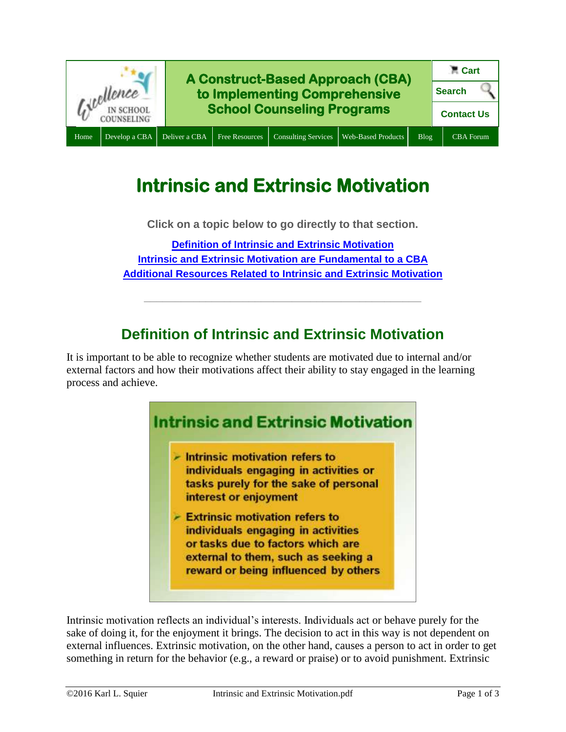A Construct-Based Approach (CBA) to Implementing Comprehensive School Counseling Programs

Cart | Search | Contact Us

Home | Develop a CBA | Deliver a CBA | Free Resources | Consulting Services | Web-Based Products | Blog | CBA Forum

# Intrinsic and Extrinsic Motivation

**Click on a topic below to go directly to that section.**

[Definition of Intrinsic and Extrinsic Motivation](#)
[Intrinsic and Extrinsic Motivation are Fundamental to a CBA](#)
[Additional Resources Related to Intrinsic and Extrinsic Motivation](#)

---

## Definition of Intrinsic and Extrinsic Motivation

It is important to be able to recognize whether students are motivated due to internal and/or external factors and how their motivations affect their ability to stay engaged in the learning process and achieve.

**Intrinsic and Extrinsic Motivation**

- Intrinsic motivation refers to individuals engaging in activities or tasks purely for the sake of personal interest or enjoyment
- Extrinsic motivation refers to individuals engaging in activities or tasks due to factors which are external to them, such as seeking a reward or being influenced by others

Intrinsic motivation reflects an individual's interests. Individuals act or behave purely for the sake of doing it, for the enjoyment it brings. The decision to act in this way is not dependent on external influences. Extrinsic motivation, on the other hand, causes a person to act in order to get something in return for the behavior (e.g., a reward or praise) or to avoid punishment. Extrinsic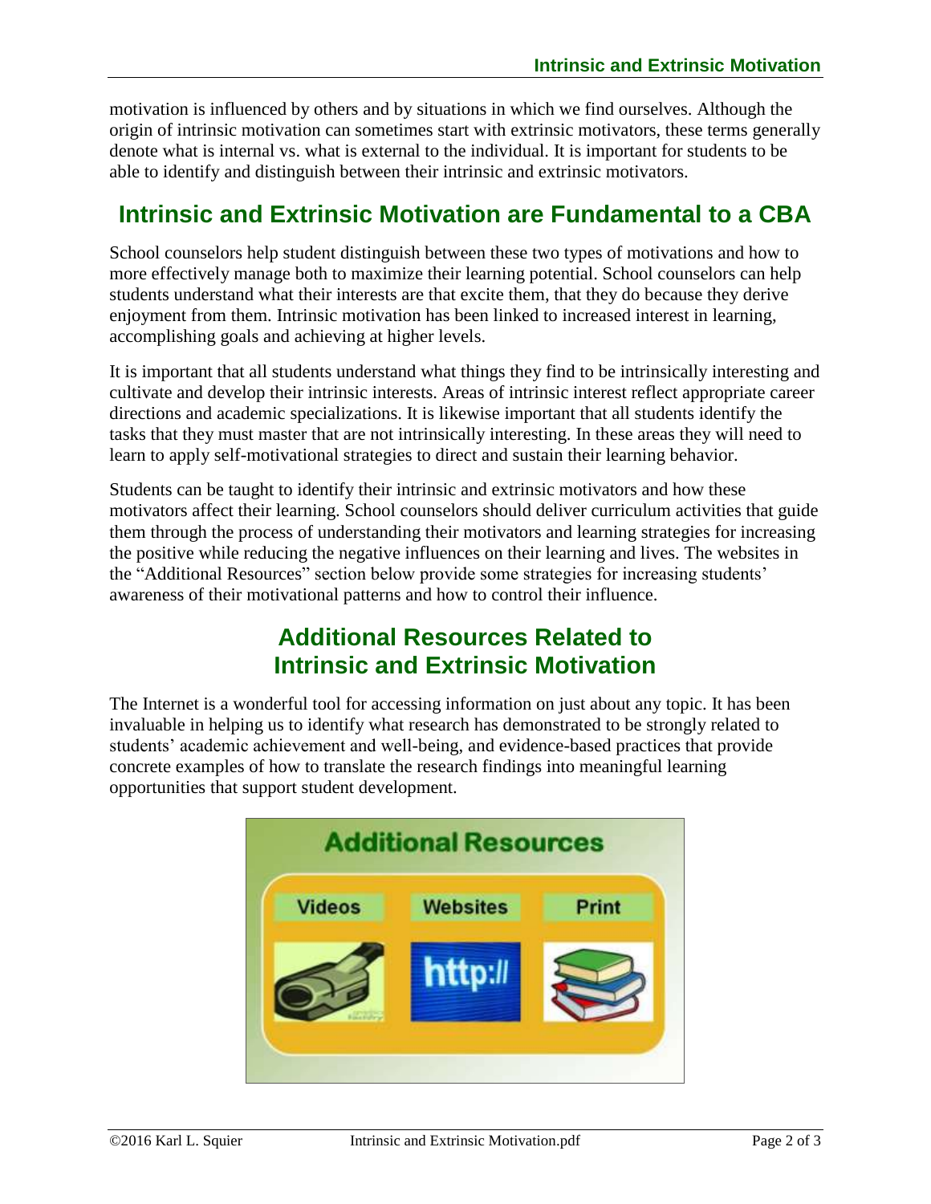motivation is influenced by others and by situations in which we find ourselves. Although the origin of intrinsic motivation can sometimes start with extrinsic motivators, these terms generally denote what is internal vs. what is external to the individual. It is important for students to be able to identify and distinguish between their intrinsic and extrinsic motivators.

## Intrinsic and Extrinsic Motivation are Fundamental to a CBA

School counselors help student distinguish between these two types of motivations and how to more effectively manage both to maximize their learning potential. School counselors can help students understand what their interests are that excite them, that they do because they derive enjoyment from them. Intrinsic motivation has been linked to increased interest in learning, accomplishing goals and achieving at higher levels.

It is important that all students understand what things they find to be intrinsically interesting and cultivate and develop their intrinsic interests. Areas of intrinsic interest reflect appropriate career directions and academic specializations. It is likewise important that all students identify the tasks that they must master that are not intrinsically interesting. In these areas they will need to learn to apply self-motivational strategies to direct and sustain their learning behavior.

Students can be taught to identify their intrinsic and extrinsic motivators and how these motivators affect their learning. School counselors should deliver curriculum activities that guide them through the process of understanding their motivators and learning strategies for increasing the positive while reducing the negative influences on their learning and lives. The websites in the "Additional Resources" section below provide some strategies for increasing students' awareness of their motivational patterns and how to control their influence.

## Additional Resources Related to Intrinsic and Extrinsic Motivation

The Internet is a wonderful tool for accessing information on just about any topic. It has been invaluable in helping us to identify what research has demonstrated to be strongly related to students' academic achievement and well-being, and evidence-based practices that provide concrete examples of how to translate the research findings into meaningful learning opportunities that support student development.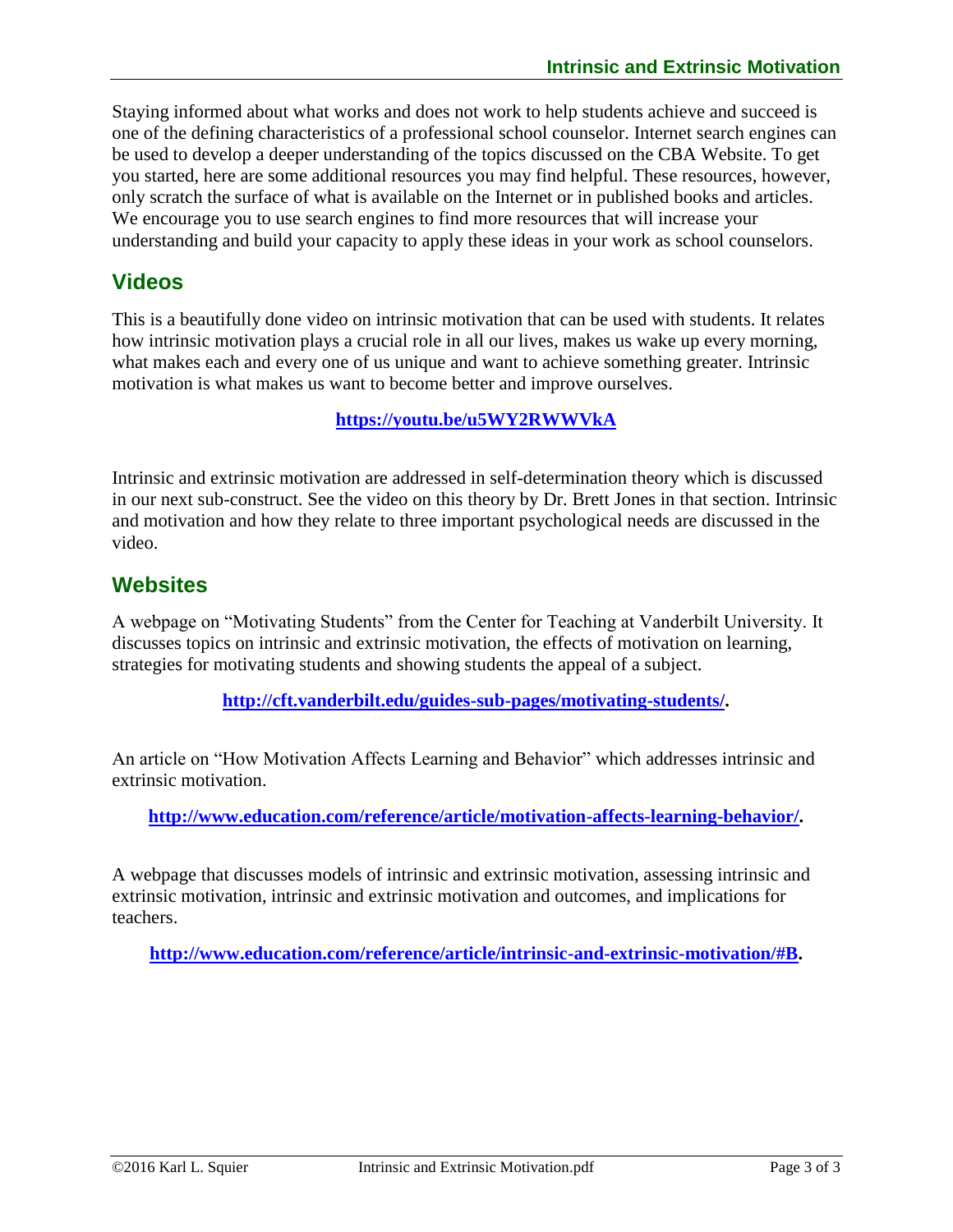Staying informed about what works and does not work to help students achieve and succeed is one of the defining characteristics of a professional school counselor. Internet search engines can be used to develop a deeper understanding of the topics discussed on the CBA Website. To get you started, here are some additional resources you may find helpful. These resources, however, only scratch the surface of what is available on the Internet or in published books and articles. We encourage you to use search engines to find more resources that will increase your understanding and build your capacity to apply these ideas in your work as school counselors.

## Videos

This is a beautifully done video on intrinsic motivation that can be used with students. It relates how intrinsic motivation plays a crucial role in all our lives, makes us wake up every morning, what makes each and every one of us unique and want to achieve something greater. Intrinsic motivation is what makes us want to become better and improve ourselves.

**https://youtu.be/u5WY2RWWVkA**

Intrinsic and extrinsic motivation are addressed in self-determination theory which is discussed in our next sub-construct. See the video on this theory by Dr. Brett Jones in that section. Intrinsic and motivation and how they relate to three important psychological needs are discussed in the video.

## Websites

A webpage on "Motivating Students" from the Center for Teaching at Vanderbilt University. It discusses topics on intrinsic and extrinsic motivation, the effects of motivation on learning, strategies for motivating students and showing students the appeal of a subject.

**http://cft.vanderbilt.edu/guides-sub-pages/motivating-students/.**

An article on "How Motivation Affects Learning and Behavior" which addresses intrinsic and extrinsic motivation.

**http://www.education.com/reference/article/motivation-affects-learning-behavior/.**

A webpage that discusses models of intrinsic and extrinsic motivation, assessing intrinsic and extrinsic motivation, intrinsic and extrinsic motivation and outcomes, and implications for teachers.

**http://www.education.com/reference/article/intrinsic-and-extrinsic-motivation/#B.**